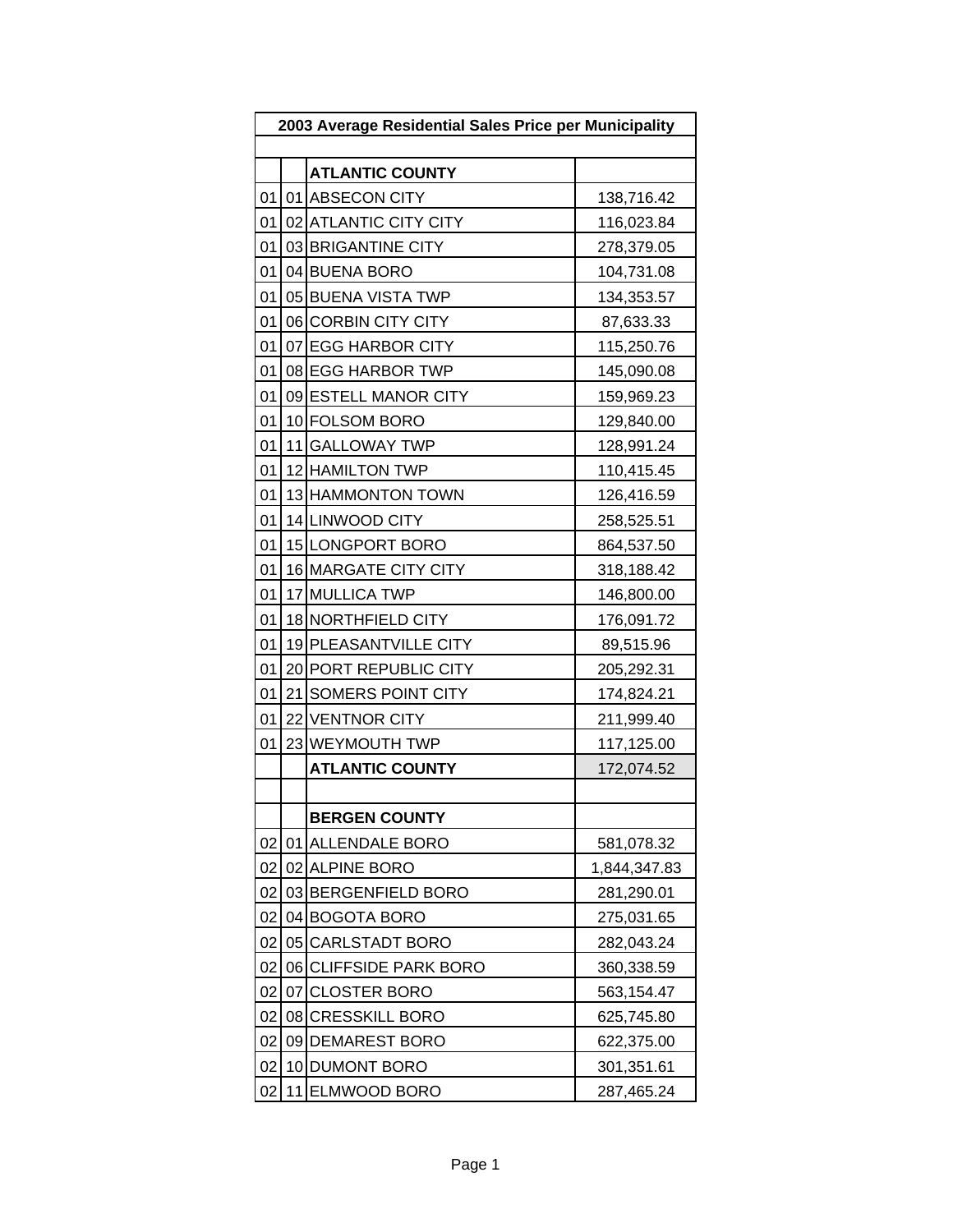| 2003 Average Residential Sales Price per Municipality | | | |
|---|---|---|---|
| | | | |
| | | **ATLANTIC COUNTY** | |
| 01 | 01 | ABSECON CITY | 138,716.42 |
| 01 | 02 | ATLANTIC CITY CITY | 116,023.84 |
| 01 | 03 | BRIGANTINE CITY | 278,379.05 |
| 01 | 04 | BUENA BORO | 104,731.08 |
| 01 | 05 | BUENA VISTA TWP | 134,353.57 |
| 01 | 06 | CORBIN CITY CITY | 87,633.33 |
| 01 | 07 | EGG HARBOR CITY | 115,250.76 |
| 01 | 08 | EGG HARBOR TWP | 145,090.08 |
| 01 | 09 | ESTELL MANOR CITY | 159,969.23 |
| 01 | 10 | FOLSOM BORO | 129,840.00 |
| 01 | 11 | GALLOWAY TWP | 128,991.24 |
| 01 | 12 | HAMILTON TWP | 110,415.45 |
| 01 | 13 | HAMMONTON TOWN | 126,416.59 |
| 01 | 14 | LINWOOD CITY | 258,525.51 |
| 01 | 15 | LONGPORT BORO | 864,537.50 |
| 01 | 16 | MARGATE CITY CITY | 318,188.42 |
| 01 | 17 | MULLICA TWP | 146,800.00 |
| 01 | 18 | NORTHFIELD CITY | 176,091.72 |
| 01 | 19 | PLEASANTVILLE CITY | 89,515.96 |
| 01 | 20 | PORT REPUBLIC CITY | 205,292.31 |
| 01 | 21 | SOMERS POINT CITY | 174,824.21 |
| 01 | 22 | VENTNOR CITY | 211,999.40 |
| 01 | 23 | WEYMOUTH TWP | 117,125.00 |
| | | **ATLANTIC COUNTY** | 172,074.52 |
| | | | |
| | | **BERGEN COUNTY** | |
| 02 | 01 | ALLENDALE BORO | 581,078.32 |
| 02 | 02 | ALPINE BORO | 1,844,347.83 |
| 02 | 03 | BERGENFIELD BORO | 281,290.01 |
| 02 | 04 | BOGOTA BORO | 275,031.65 |
| 02 | 05 | CARLSTADT BORO | 282,043.24 |
| 02 | 06 | CLIFFSIDE PARK BORO | 360,338.59 |
| 02 | 07 | CLOSTER BORO | 563,154.47 |
| 02 | 08 | CRESSKILL BORO | 625,745.80 |
| 02 | 09 | DEMAREST BORO | 622,375.00 |
| 02 | 10 | DUMONT BORO | 301,351.61 |
| 02 | 11 | ELMWOOD BORO | 287,465.24 |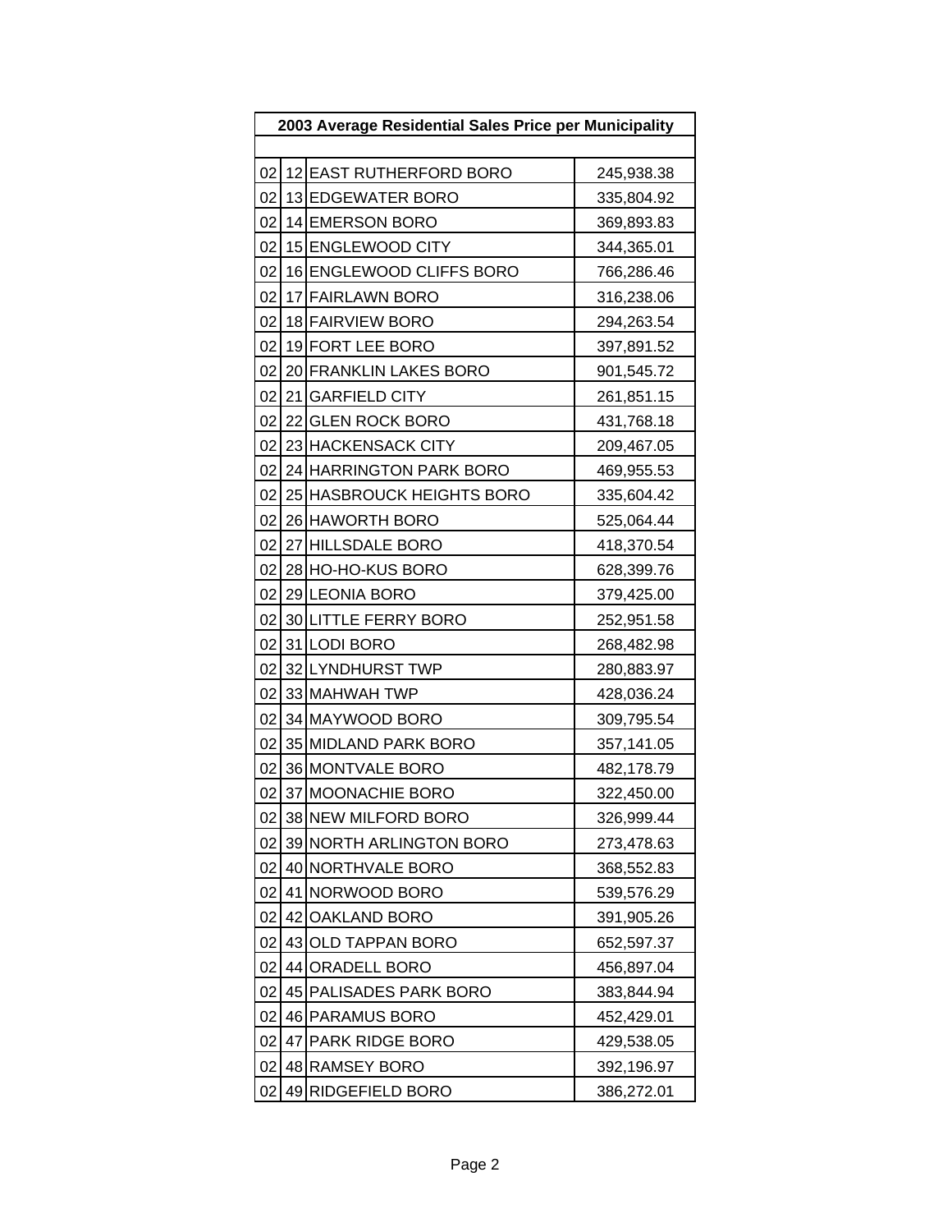| 2003 Average Residential Sales Price per Municipality | | | |
|---|---|---|---|
| | | | |
| 02 | 12 | EAST RUTHERFORD BORO | 245,938.38 |
| 02 | 13 | EDGEWATER BORO | 335,804.92 |
| 02 | 14 | EMERSON BORO | 369,893.83 |
| 02 | 15 | ENGLEWOOD CITY | 344,365.01 |
| 02 | 16 | ENGLEWOOD CLIFFS BORO | 766,286.46 |
| 02 | 17 | FAIRLAWN BORO | 316,238.06 |
| 02 | 18 | FAIRVIEW BORO | 294,263.54 |
| 02 | 19 | FORT LEE BORO | 397,891.52 |
| 02 | 20 | FRANKLIN LAKES BORO | 901,545.72 |
| 02 | 21 | GARFIELD CITY | 261,851.15 |
| 02 | 22 | GLEN ROCK BORO | 431,768.18 |
| 02 | 23 | HACKENSACK CITY | 209,467.05 |
| 02 | 24 | HARRINGTON PARK BORO | 469,955.53 |
| 02 | 25 | HASBROUCK HEIGHTS BORO | 335,604.42 |
| 02 | 26 | HAWORTH BORO | 525,064.44 |
| 02 | 27 | HILLSDALE BORO | 418,370.54 |
| 02 | 28 | HO-HO-KUS BORO | 628,399.76 |
| 02 | 29 | LEONIA BORO | 379,425.00 |
| 02 | 30 | LITTLE FERRY BORO | 252,951.58 |
| 02 | 31 | LODI BORO | 268,482.98 |
| 02 | 32 | LYNDHURST TWP | 280,883.97 |
| 02 | 33 | MAHWAH TWP | 428,036.24 |
| 02 | 34 | MAYWOOD BORO | 309,795.54 |
| 02 | 35 | MIDLAND PARK BORO | 357,141.05 |
| 02 | 36 | MONTVALE BORO | 482,178.79 |
| 02 | 37 | MOONACHIE BORO | 322,450.00 |
| 02 | 38 | NEW MILFORD BORO | 326,999.44 |
| 02 | 39 | NORTH ARLINGTON BORO | 273,478.63 |
| 02 | 40 | NORTHVALE BORO | 368,552.83 |
| 02 | 41 | NORWOOD BORO | 539,576.29 |
| 02 | 42 | OAKLAND BORO | 391,905.26 |
| 02 | 43 | OLD TAPPAN BORO | 652,597.37 |
| 02 | 44 | ORADELL BORO | 456,897.04 |
| 02 | 45 | PALISADES PARK BORO | 383,844.94 |
| 02 | 46 | PARAMUS BORO | 452,429.01 |
| 02 | 47 | PARK RIDGE BORO | 429,538.05 |
| 02 | 48 | RAMSEY BORO | 392,196.97 |
| 02 | 49 | RIDGEFIELD BORO | 386,272.01 |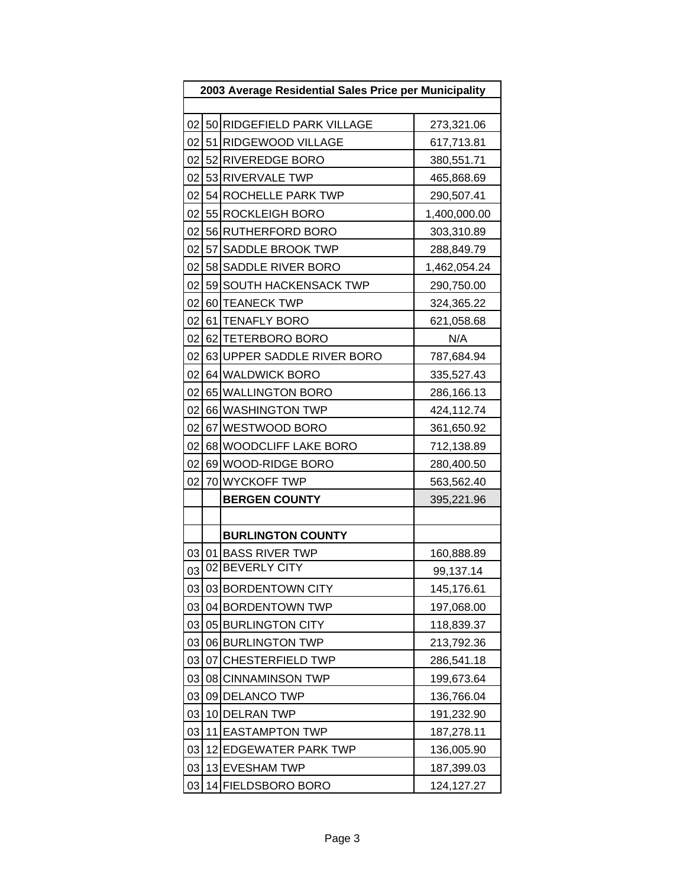| 2003 Average Residential Sales Price per Municipality | | | |
|---|---|---|---|
| | | | |
| 02 | 50 | RIDGEFIELD PARK VILLAGE | 273,321.06 |
| 02 | 51 | RIDGEWOOD VILLAGE | 617,713.81 |
| 02 | 52 | RIVEREDGE BORO | 380,551.71 |
| 02 | 53 | RIVERVALE TWP | 465,868.69 |
| 02 | 54 | ROCHELLE PARK TWP | 290,507.41 |
| 02 | 55 | ROCKLEIGH BORO | 1,400,000.00 |
| 02 | 56 | RUTHERFORD BORO | 303,310.89 |
| 02 | 57 | SADDLE BROOK TWP | 288,849.79 |
| 02 | 58 | SADDLE RIVER BORO | 1,462,054.24 |
| 02 | 59 | SOUTH HACKENSACK TWP | 290,750.00 |
| 02 | 60 | TEANECK TWP | 324,365.22 |
| 02 | 61 | TENAFLY BORO | 621,058.68 |
| 02 | 62 | TETERBORO BORO | N/A |
| 02 | 63 | UPPER SADDLE RIVER BORO | 787,684.94 |
| 02 | 64 | WALDWICK BORO | 335,527.43 |
| 02 | 65 | WALLINGTON BORO | 286,166.13 |
| 02 | 66 | WASHINGTON TWP | 424,112.74 |
| 02 | 67 | WESTWOOD BORO | 361,650.92 |
| 02 | 68 | WOODCLIFF LAKE BORO | 712,138.89 |
| 02 | 69 | WOOD-RIDGE BORO | 280,400.50 |
| 02 | 70 | WYCKOFF TWP | 563,562.40 |
| | | **BERGEN COUNTY** | 395,221.96 |
| | | | |
| | | **BURLINGTON COUNTY** | |
| 03 | 01 | BASS RIVER TWP | 160,888.89 |
| 03 | 02 | BEVERLY CITY | 99,137.14 |
| 03 | 03 | BORDENTOWN CITY | 145,176.61 |
| 03 | 04 | BORDENTOWN TWP | 197,068.00 |
| 03 | 05 | BURLINGTON CITY | 118,839.37 |
| 03 | 06 | BURLINGTON TWP | 213,792.36 |
| 03 | 07 | CHESTERFIELD TWP | 286,541.18 |
| 03 | 08 | CINNAMINSON TWP | 199,673.64 |
| 03 | 09 | DELANCO TWP | 136,766.04 |
| 03 | 10 | DELRAN TWP | 191,232.90 |
| 03 | 11 | EASTAMPTON TWP | 187,278.11 |
| 03 | 12 | EDGEWATER PARK TWP | 136,005.90 |
| 03 | 13 | EVESHAM TWP | 187,399.03 |
| 03 | 14 | FIELDSBORO BORO | 124,127.27 |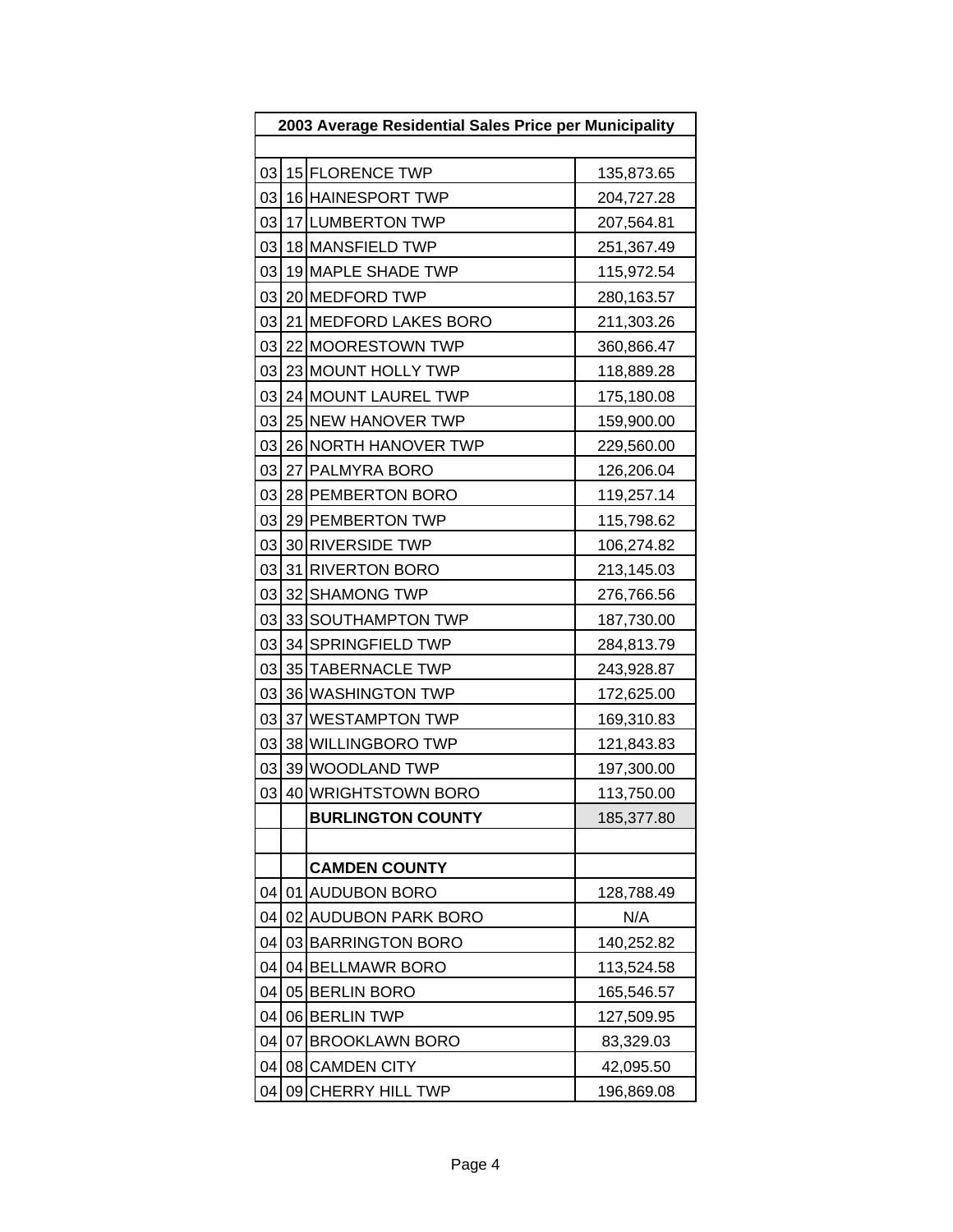| 2003 Average Residential Sales Price per Municipality | | | |
|---|---|---|---|
| | | | |
| 03 | 15 | FLORENCE TWP | 135,873.65 |
| 03 | 16 | HAINESPORT TWP | 204,727.28 |
| 03 | 17 | LUMBERTON TWP | 207,564.81 |
| 03 | 18 | MANSFIELD TWP | 251,367.49 |
| 03 | 19 | MAPLE SHADE TWP | 115,972.54 |
| 03 | 20 | MEDFORD TWP | 280,163.57 |
| 03 | 21 | MEDFORD LAKES BORO | 211,303.26 |
| 03 | 22 | MOORESTOWN TWP | 360,866.47 |
| 03 | 23 | MOUNT HOLLY TWP | 118,889.28 |
| 03 | 24 | MOUNT LAUREL TWP | 175,180.08 |
| 03 | 25 | NEW HANOVER TWP | 159,900.00 |
| 03 | 26 | NORTH HANOVER TWP | 229,560.00 |
| 03 | 27 | PALMYRA BORO | 126,206.04 |
| 03 | 28 | PEMBERTON BORO | 119,257.14 |
| 03 | 29 | PEMBERTON TWP | 115,798.62 |
| 03 | 30 | RIVERSIDE TWP | 106,274.82 |
| 03 | 31 | RIVERTON BORO | 213,145.03 |
| 03 | 32 | SHAMONG TWP | 276,766.56 |
| 03 | 33 | SOUTHAMPTON TWP | 187,730.00 |
| 03 | 34 | SPRINGFIELD TWP | 284,813.79 |
| 03 | 35 | TABERNACLE TWP | 243,928.87 |
| 03 | 36 | WASHINGTON TWP | 172,625.00 |
| 03 | 37 | WESTAMPTON TWP | 169,310.83 |
| 03 | 38 | WILLINGBORO TWP | 121,843.83 |
| 03 | 39 | WOODLAND TWP | 197,300.00 |
| 03 | 40 | WRIGHTSTOWN BORO | 113,750.00 |
| | | **BURLINGTON COUNTY** | 185,377.80 |
| | | | |
| | | **CAMDEN COUNTY** | |
| 04 | 01 | AUDUBON BORO | 128,788.49 |
| 04 | 02 | AUDUBON PARK BORO | N/A |
| 04 | 03 | BARRINGTON BORO | 140,252.82 |
| 04 | 04 | BELLMAWR BORO | 113,524.58 |
| 04 | 05 | BERLIN BORO | 165,546.57 |
| 04 | 06 | BERLIN TWP | 127,509.95 |
| 04 | 07 | BROOKLAWN BORO | 83,329.03 |
| 04 | 08 | CAMDEN CITY | 42,095.50 |
| 04 | 09 | CHERRY HILL TWP | 196,869.08 |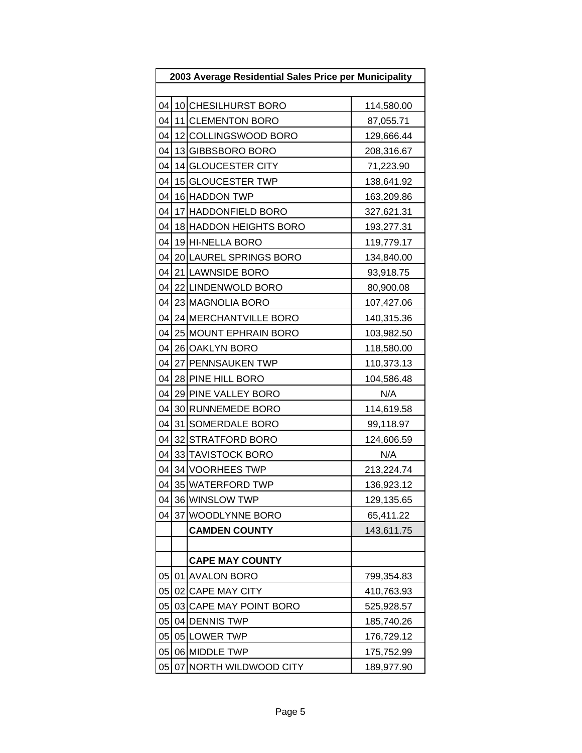| 2003 Average Residential Sales Price per Municipality | | | |
|---|---|---|---|
| | | | |
| 04 | 10 | CHESILHURST BORO | 114,580.00 |
| 04 | 11 | CLEMENTON BORO | 87,055.71 |
| 04 | 12 | COLLINGSWOOD BORO | 129,666.44 |
| 04 | 13 | GIBBSBORO BORO | 208,316.67 |
| 04 | 14 | GLOUCESTER CITY | 71,223.90 |
| 04 | 15 | GLOUCESTER TWP | 138,641.92 |
| 04 | 16 | HADDON TWP | 163,209.86 |
| 04 | 17 | HADDONFIELD BORO | 327,621.31 |
| 04 | 18 | HADDON HEIGHTS BORO | 193,277.31 |
| 04 | 19 | HI-NELLA BORO | 119,779.17 |
| 04 | 20 | LAUREL SPRINGS BORO | 134,840.00 |
| 04 | 21 | LAWNSIDE BORO | 93,918.75 |
| 04 | 22 | LINDENWOLD BORO | 80,900.08 |
| 04 | 23 | MAGNOLIA BORO | 107,427.06 |
| 04 | 24 | MERCHANTVILLE BORO | 140,315.36 |
| 04 | 25 | MOUNT EPHRAIN BORO | 103,982.50 |
| 04 | 26 | OAKLYN BORO | 118,580.00 |
| 04 | 27 | PENNSAUKEN TWP | 110,373.13 |
| 04 | 28 | PINE HILL BORO | 104,586.48 |
| 04 | 29 | PINE VALLEY BORO | N/A |
| 04 | 30 | RUNNEMEDE BORO | 114,619.58 |
| 04 | 31 | SOMERDALE BORO | 99,118.97 |
| 04 | 32 | STRATFORD BORO | 124,606.59 |
| 04 | 33 | TAVISTOCK BORO | N/A |
| 04 | 34 | VOORHEES TWP | 213,224.74 |
| 04 | 35 | WATERFORD TWP | 136,923.12 |
| 04 | 36 | WINSLOW TWP | 129,135.65 |
| 04 | 37 | WOODLYNNE BORO | 65,411.22 |
| | | **CAMDEN COUNTY** | 143,611.75 |
| | | | |
| | | **CAPE MAY COUNTY** | |
| 05 | 01 | AVALON BORO | 799,354.83 |
| 05 | 02 | CAPE MAY CITY | 410,763.93 |
| 05 | 03 | CAPE MAY POINT BORO | 525,928.57 |
| 05 | 04 | DENNIS TWP | 185,740.26 |
| 05 | 05 | LOWER TWP | 176,729.12 |
| 05 | 06 | MIDDLE TWP | 175,752.99 |
| 05 | 07 | NORTH WILDWOOD CITY | 189,977.90 |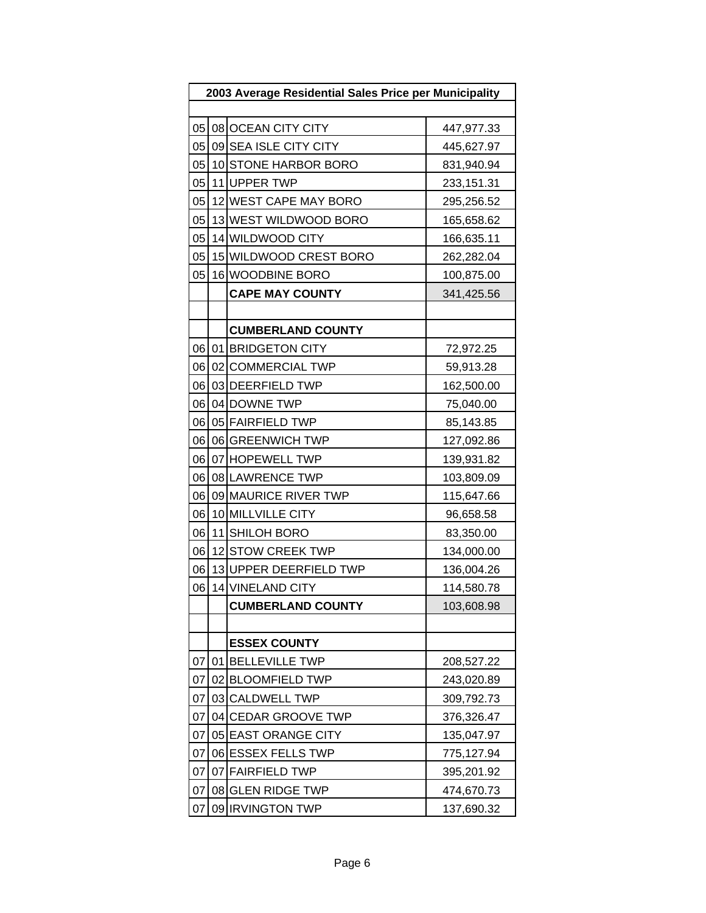| 2003 Average Residential Sales Price per Municipality | | | |
|---|---|---|---|
| | | | |
| 05 | 08 | OCEAN CITY CITY | 447,977.33 |
| 05 | 09 | SEA ISLE CITY CITY | 445,627.97 |
| 05 | 10 | STONE HARBOR BORO | 831,940.94 |
| 05 | 11 | UPPER TWP | 233,151.31 |
| 05 | 12 | WEST CAPE MAY BORO | 295,256.52 |
| 05 | 13 | WEST WILDWOOD BORO | 165,658.62 |
| 05 | 14 | WILDWOOD CITY | 166,635.11 |
| 05 | 15 | WILDWOOD CREST BORO | 262,282.04 |
| 05 | 16 | WOODBINE BORO | 100,875.00 |
| | | **CAPE MAY COUNTY** | 341,425.56 |
| | | | |
| | | **CUMBERLAND COUNTY** | |
| 06 | 01 | BRIDGETON CITY | 72,972.25 |
| 06 | 02 | COMMERCIAL TWP | 59,913.28 |
| 06 | 03 | DEERFIELD TWP | 162,500.00 |
| 06 | 04 | DOWNE TWP | 75,040.00 |
| 06 | 05 | FAIRFIELD TWP | 85,143.85 |
| 06 | 06 | GREENWICH TWP | 127,092.86 |
| 06 | 07 | HOPEWELL TWP | 139,931.82 |
| 06 | 08 | LAWRENCE TWP | 103,809.09 |
| 06 | 09 | MAURICE RIVER TWP | 115,647.66 |
| 06 | 10 | MILLVILLE CITY | 96,658.58 |
| 06 | 11 | SHILOH BORO | 83,350.00 |
| 06 | 12 | STOW CREEK TWP | 134,000.00 |
| 06 | 13 | UPPER DEERFIELD TWP | 136,004.26 |
| 06 | 14 | VINELAND CITY | 114,580.78 |
| | | **CUMBERLAND COUNTY** | 103,608.98 |
| | | | |
| | | **ESSEX COUNTY** | |
| 07 | 01 | BELLEVILLE TWP | 208,527.22 |
| 07 | 02 | BLOOMFIELD TWP | 243,020.89 |
| 07 | 03 | CALDWELL TWP | 309,792.73 |
| 07 | 04 | CEDAR GROOVE TWP | 376,326.47 |
| 07 | 05 | EAST ORANGE CITY | 135,047.97 |
| 07 | 06 | ESSEX FELLS TWP | 775,127.94 |
| 07 | 07 | FAIRFIELD TWP | 395,201.92 |
| 07 | 08 | GLEN RIDGE TWP | 474,670.73 |
| 07 | 09 | IRVINGTON TWP | 137,690.32 |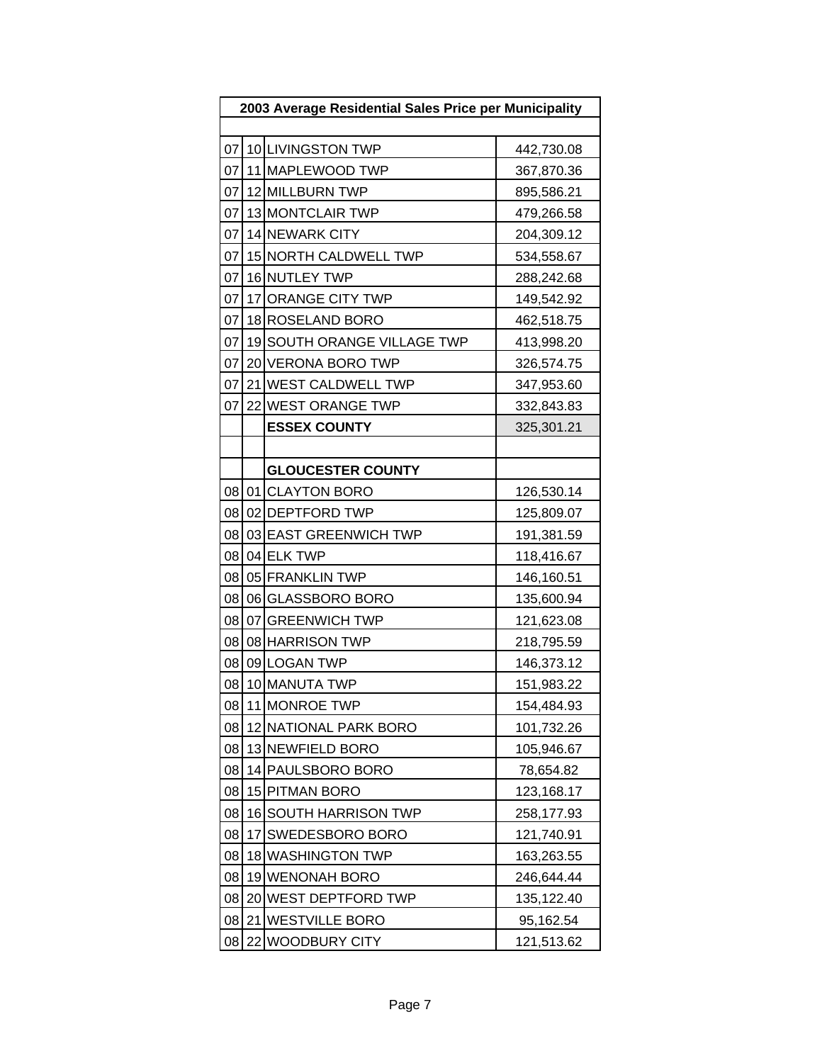| 2003 Average Residential Sales Price per Municipality | | | |
|---|---|---|---|
| | | | |
| 07 | 10 | LIVINGSTON TWP | 442,730.08 |
| 07 | 11 | MAPLEWOOD TWP | 367,870.36 |
| 07 | 12 | MILLBURN TWP | 895,586.21 |
| 07 | 13 | MONTCLAIR TWP | 479,266.58 |
| 07 | 14 | NEWARK CITY | 204,309.12 |
| 07 | 15 | NORTH CALDWELL TWP | 534,558.67 |
| 07 | 16 | NUTLEY TWP | 288,242.68 |
| 07 | 17 | ORANGE CITY TWP | 149,542.92 |
| 07 | 18 | ROSELAND BORO | 462,518.75 |
| 07 | 19 | SOUTH ORANGE VILLAGE TWP | 413,998.20 |
| 07 | 20 | VERONA BORO TWP | 326,574.75 |
| 07 | 21 | WEST CALDWELL TWP | 347,953.60 |
| 07 | 22 | WEST ORANGE TWP | 332,843.83 |
| | | **ESSEX COUNTY** | 325,301.21 |
| | | | |
| | | **GLOUCESTER COUNTY** | |
| 08 | 01 | CLAYTON BORO | 126,530.14 |
| 08 | 02 | DEPTFORD TWP | 125,809.07 |
| 08 | 03 | EAST GREENWICH TWP | 191,381.59 |
| 08 | 04 | ELK TWP | 118,416.67 |
| 08 | 05 | FRANKLIN TWP | 146,160.51 |
| 08 | 06 | GLASSBORO BORO | 135,600.94 |
| 08 | 07 | GREENWICH TWP | 121,623.08 |
| 08 | 08 | HARRISON TWP | 218,795.59 |
| 08 | 09 | LOGAN TWP | 146,373.12 |
| 08 | 10 | MANUTA TWP | 151,983.22 |
| 08 | 11 | MONROE TWP | 154,484.93 |
| 08 | 12 | NATIONAL PARK BORO | 101,732.26 |
| 08 | 13 | NEWFIELD BORO | 105,946.67 |
| 08 | 14 | PAULSBORO BORO | 78,654.82 |
| 08 | 15 | PITMAN BORO | 123,168.17 |
| 08 | 16 | SOUTH HARRISON TWP | 258,177.93 |
| 08 | 17 | SWEDESBORO BORO | 121,740.91 |
| 08 | 18 | WASHINGTON TWP | 163,263.55 |
| 08 | 19 | WENONAH BORO | 246,644.44 |
| 08 | 20 | WEST DEPTFORD TWP | 135,122.40 |
| 08 | 21 | WESTVILLE BORO | 95,162.54 |
| 08 | 22 | WOODBURY CITY | 121,513.62 |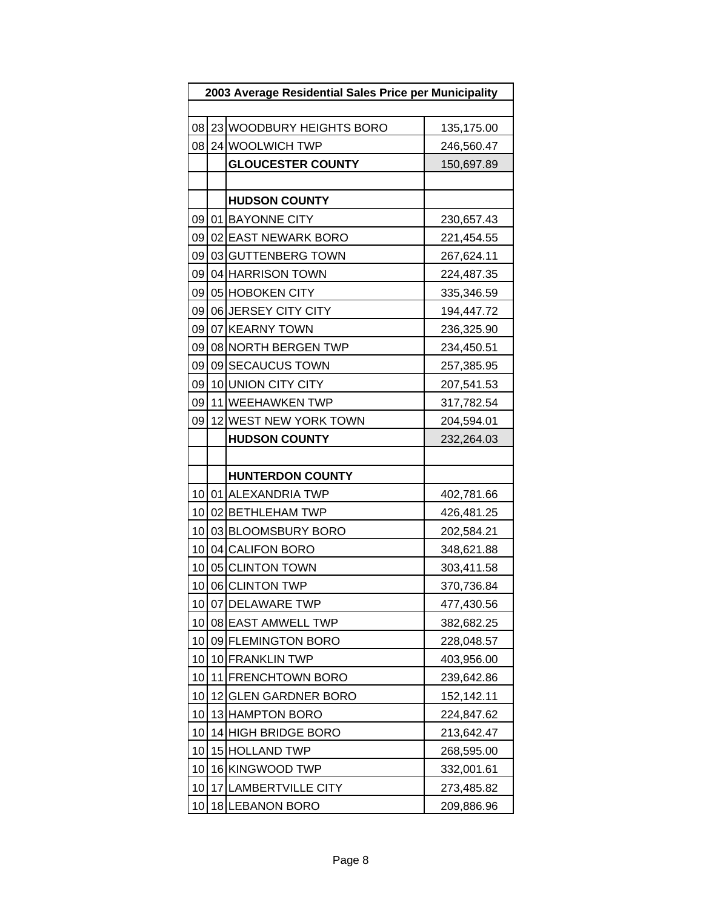| 2003 Average Residential Sales Price per Municipality | | | |
|---|---|---|---|
| | | | |
| 08 | 23 | WOODBURY HEIGHTS BORO | 135,175.00 |
| 08 | 24 | WOOLWICH TWP | 246,560.47 |
| | | **GLOUCESTER COUNTY** | 150,697.89 |
| | | | |
| | | **HUDSON COUNTY** | |
| 09 | 01 | BAYONNE CITY | 230,657.43 |
| 09 | 02 | EAST NEWARK BORO | 221,454.55 |
| 09 | 03 | GUTTENBERG TOWN | 267,624.11 |
| 09 | 04 | HARRISON TOWN | 224,487.35 |
| 09 | 05 | HOBOKEN CITY | 335,346.59 |
| 09 | 06 | JERSEY CITY CITY | 194,447.72 |
| 09 | 07 | KEARNY TOWN | 236,325.90 |
| 09 | 08 | NORTH BERGEN TWP | 234,450.51 |
| 09 | 09 | SECAUCUS TOWN | 257,385.95 |
| 09 | 10 | UNION CITY CITY | 207,541.53 |
| 09 | 11 | WEEHAWKEN TWP | 317,782.54 |
| 09 | 12 | WEST NEW YORK TOWN | 204,594.01 |
| | | **HUDSON COUNTY** | 232,264.03 |
| | | | |
| | | **HUNTERDON COUNTY** | |
| 10 | 01 | ALEXANDRIA TWP | 402,781.66 |
| 10 | 02 | BETHLEHAM TWP | 426,481.25 |
| 10 | 03 | BLOOMSBURY BORO | 202,584.21 |
| 10 | 04 | CALIFON BORO | 348,621.88 |
| 10 | 05 | CLINTON TOWN | 303,411.58 |
| 10 | 06 | CLINTON TWP | 370,736.84 |
| 10 | 07 | DELAWARE TWP | 477,430.56 |
| 10 | 08 | EAST AMWELL TWP | 382,682.25 |
| 10 | 09 | FLEMINGTON BORO | 228,048.57 |
| 10 | 10 | FRANKLIN TWP | 403,956.00 |
| 10 | 11 | FRENCHTOWN BORO | 239,642.86 |
| 10 | 12 | GLEN GARDNER BORO | 152,142.11 |
| 10 | 13 | HAMPTON BORO | 224,847.62 |
| 10 | 14 | HIGH BRIDGE BORO | 213,642.47 |
| 10 | 15 | HOLLAND TWP | 268,595.00 |
| 10 | 16 | KINGWOOD TWP | 332,001.61 |
| 10 | 17 | LAMBERTVILLE CITY | 273,485.82 |
| 10 | 18 | LEBANON BORO | 209,886.96 |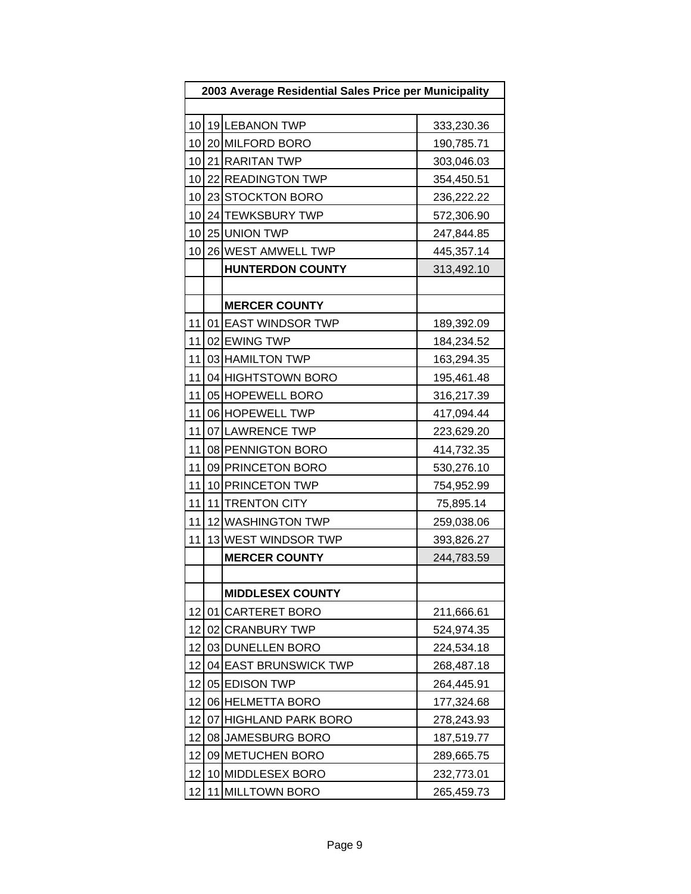| 2003 Average Residential Sales Price per Municipality | | | |
|---|---|---|---|
| | | | |
| 10 | 19 | LEBANON TWP | 333,230.36 |
| 10 | 20 | MILFORD BORO | 190,785.71 |
| 10 | 21 | RARITAN TWP | 303,046.03 |
| 10 | 22 | READINGTON TWP | 354,450.51 |
| 10 | 23 | STOCKTON BORO | 236,222.22 |
| 10 | 24 | TEWKSBURY TWP | 572,306.90 |
| 10 | 25 | UNION TWP | 247,844.85 |
| 10 | 26 | WEST AMWELL TWP | 445,357.14 |
| | | **HUNTERDON COUNTY** | 313,492.10 |
| | | | |
| | | **MERCER COUNTY** | |
| 11 | 01 | EAST WINDSOR TWP | 189,392.09 |
| 11 | 02 | EWING TWP | 184,234.52 |
| 11 | 03 | HAMILTON TWP | 163,294.35 |
| 11 | 04 | HIGHTSTOWN BORO | 195,461.48 |
| 11 | 05 | HOPEWELL BORO | 316,217.39 |
| 11 | 06 | HOPEWELL TWP | 417,094.44 |
| 11 | 07 | LAWRENCE TWP | 223,629.20 |
| 11 | 08 | PENNIGTON BORO | 414,732.35 |
| 11 | 09 | PRINCETON BORO | 530,276.10 |
| 11 | 10 | PRINCETON TWP | 754,952.99 |
| 11 | 11 | TRENTON CITY | 75,895.14 |
| 11 | 12 | WASHINGTON TWP | 259,038.06 |
| 11 | 13 | WEST WINDSOR TWP | 393,826.27 |
| | | **MERCER COUNTY** | 244,783.59 |
| | | | |
| | | **MIDDLESEX COUNTY** | |
| 12 | 01 | CARTERET BORO | 211,666.61 |
| 12 | 02 | CRANBURY TWP | 524,974.35 |
| 12 | 03 | DUNELLEN BORO | 224,534.18 |
| 12 | 04 | EAST BRUNSWICK TWP | 268,487.18 |
| 12 | 05 | EDISON TWP | 264,445.91 |
| 12 | 06 | HELMETTA BORO | 177,324.68 |
| 12 | 07 | HIGHLAND PARK BORO | 278,243.93 |
| 12 | 08 | JAMESBURG BORO | 187,519.77 |
| 12 | 09 | METUCHEN BORO | 289,665.75 |
| 12 | 10 | MIDDLESEX BORO | 232,773.01 |
| 12 | 11 | MILLTOWN BORO | 265,459.73 |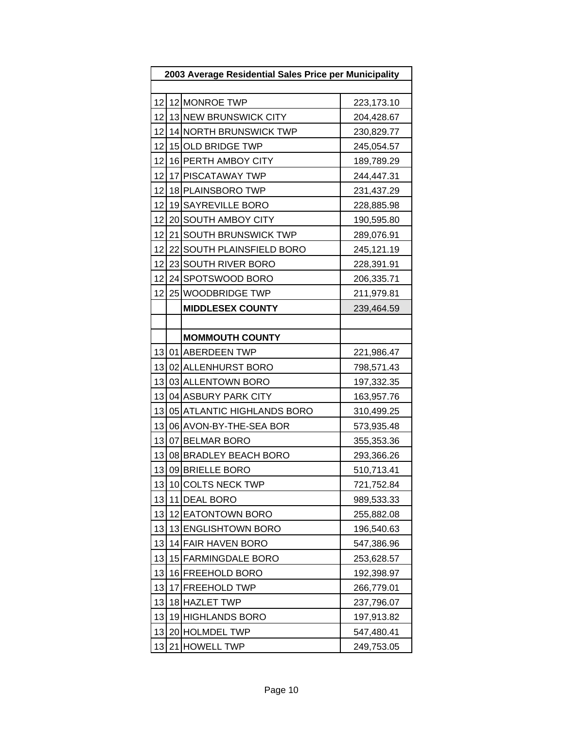| 2003 Average Residential Sales Price per Municipality | | | |
|---|---|---|---|
| | | | |
| 12 | 12 | MONROE TWP | 223,173.10 |
| 12 | 13 | NEW BRUNSWICK CITY | 204,428.67 |
| 12 | 14 | NORTH BRUNSWICK TWP | 230,829.77 |
| 12 | 15 | OLD BRIDGE TWP | 245,054.57 |
| 12 | 16 | PERTH AMBOY CITY | 189,789.29 |
| 12 | 17 | PISCATAWAY TWP | 244,447.31 |
| 12 | 18 | PLAINSBORO TWP | 231,437.29 |
| 12 | 19 | SAYREVILLE BORO | 228,885.98 |
| 12 | 20 | SOUTH AMBOY CITY | 190,595.80 |
| 12 | 21 | SOUTH BRUNSWICK TWP | 289,076.91 |
| 12 | 22 | SOUTH PLAINSFIELD BORO | 245,121.19 |
| 12 | 23 | SOUTH RIVER BORO | 228,391.91 |
| 12 | 24 | SPOTSWOOD BORO | 206,335.71 |
| 12 | 25 | WOODBRIDGE TWP | 211,979.81 |
| | | **MIDDLESEX COUNTY** | 239,464.59 |
| | | | |
| | | **MOMMOUTH COUNTY** | |
| 13 | 01 | ABERDEEN TWP | 221,986.47 |
| 13 | 02 | ALLENHURST BORO | 798,571.43 |
| 13 | 03 | ALLENTOWN BORO | 197,332.35 |
| 13 | 04 | ASBURY PARK CITY | 163,957.76 |
| 13 | 05 | ATLANTIC HIGHLANDS BORO | 310,499.25 |
| 13 | 06 | AVON-BY-THE-SEA BOR | 573,935.48 |
| 13 | 07 | BELMAR BORO | 355,353.36 |
| 13 | 08 | BRADLEY BEACH BORO | 293,366.26 |
| 13 | 09 | BRIELLE BORO | 510,713.41 |
| 13 | 10 | COLTS NECK TWP | 721,752.84 |
| 13 | 11 | DEAL BORO | 989,533.33 |
| 13 | 12 | EATONTOWN BORO | 255,882.08 |
| 13 | 13 | ENGLISHTOWN BORO | 196,540.63 |
| 13 | 14 | FAIR HAVEN BORO | 547,386.96 |
| 13 | 15 | FARMINGDALE BORO | 253,628.57 |
| 13 | 16 | FREEHOLD BORO | 192,398.97 |
| 13 | 17 | FREEHOLD TWP | 266,779.01 |
| 13 | 18 | HAZLET TWP | 237,796.07 |
| 13 | 19 | HIGHLANDS BORO | 197,913.82 |
| 13 | 20 | HOLMDEL TWP | 547,480.41 |
| 13 | 21 | HOWELL TWP | 249,753.05 |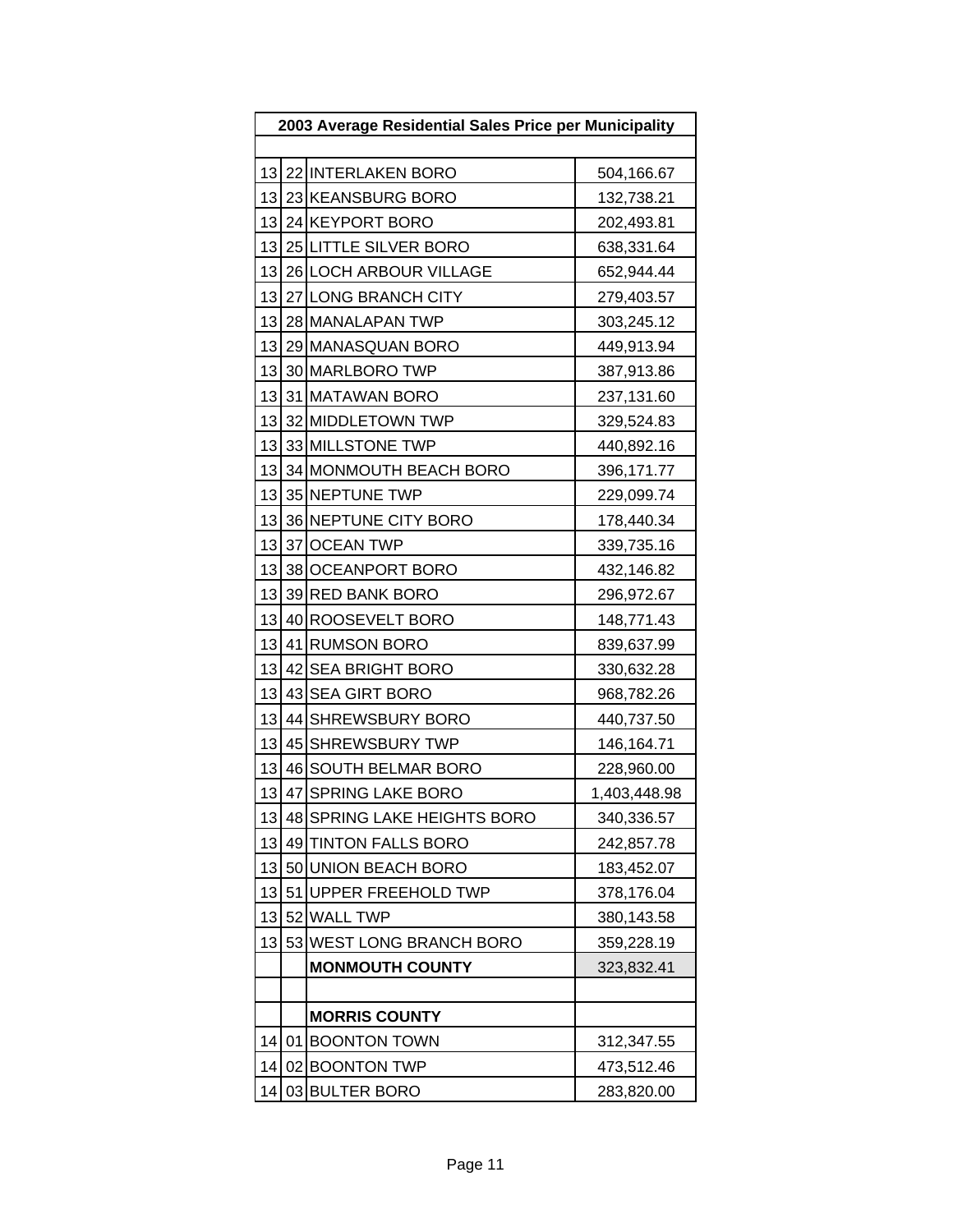| 2003 Average Residential Sales Price per Municipality | | | |
|---|---|---|---|
| | | | |
| 13 | 22 | INTERLAKEN BORO | 504,166.67 |
| 13 | 23 | KEANSBURG BORO | 132,738.21 |
| 13 | 24 | KEYPORT BORO | 202,493.81 |
| 13 | 25 | LITTLE SILVER BORO | 638,331.64 |
| 13 | 26 | LOCH ARBOUR VILLAGE | 652,944.44 |
| 13 | 27 | LONG BRANCH CITY | 279,403.57 |
| 13 | 28 | MANALAPAN TWP | 303,245.12 |
| 13 | 29 | MANASQUAN BORO | 449,913.94 |
| 13 | 30 | MARLBORO TWP | 387,913.86 |
| 13 | 31 | MATAWAN BORO | 237,131.60 |
| 13 | 32 | MIDDLETOWN TWP | 329,524.83 |
| 13 | 33 | MILLSTONE TWP | 440,892.16 |
| 13 | 34 | MONMOUTH BEACH BORO | 396,171.77 |
| 13 | 35 | NEPTUNE TWP | 229,099.74 |
| 13 | 36 | NEPTUNE CITY BORO | 178,440.34 |
| 13 | 37 | OCEAN TWP | 339,735.16 |
| 13 | 38 | OCEANPORT BORO | 432,146.82 |
| 13 | 39 | RED BANK BORO | 296,972.67 |
| 13 | 40 | ROOSEVELT BORO | 148,771.43 |
| 13 | 41 | RUMSON BORO | 839,637.99 |
| 13 | 42 | SEA BRIGHT BORO | 330,632.28 |
| 13 | 43 | SEA GIRT BORO | 968,782.26 |
| 13 | 44 | SHREWSBURY BORO | 440,737.50 |
| 13 | 45 | SHREWSBURY TWP | 146,164.71 |
| 13 | 46 | SOUTH BELMAR BORO | 228,960.00 |
| 13 | 47 | SPRING LAKE BORO | 1,403,448.98 |
| 13 | 48 | SPRING LAKE HEIGHTS BORO | 340,336.57 |
| 13 | 49 | TINTON FALLS BORO | 242,857.78 |
| 13 | 50 | UNION BEACH BORO | 183,452.07 |
| 13 | 51 | UPPER FREEHOLD TWP | 378,176.04 |
| 13 | 52 | WALL TWP | 380,143.58 |
| 13 | 53 | WEST LONG BRANCH BORO | 359,228.19 |
| | | **MONMOUTH COUNTY** | 323,832.41 |
| | | | |
| | | **MORRIS COUNTY** | |
| 14 | 01 | BOONTON TOWN | 312,347.55 |
| 14 | 02 | BOONTON TWP | 473,512.46 |
| 14 | 03 | BULTER BORO | 283,820.00 |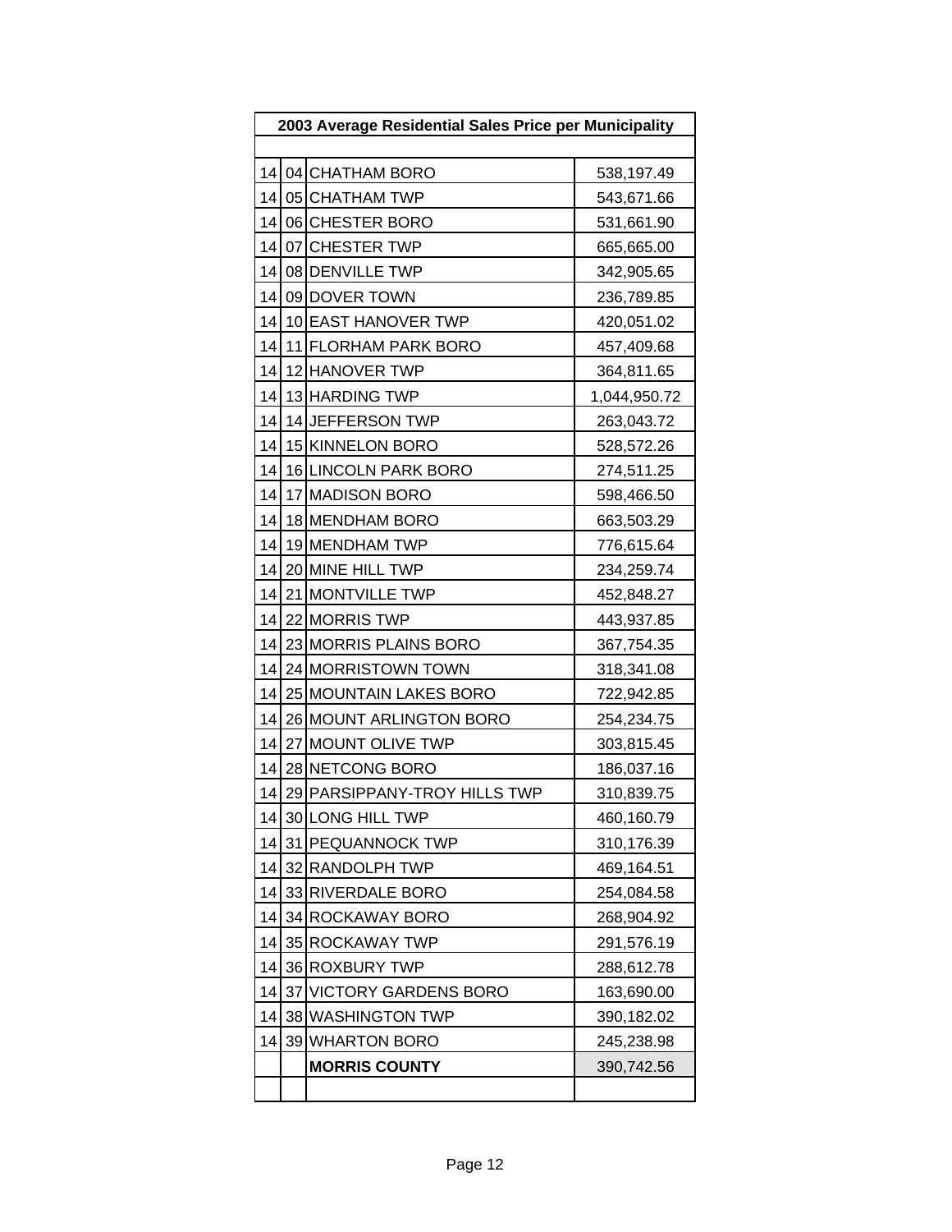| 2003 Average Residential Sales Price per Municipality | | | |
|---|---|---|---|
| | | | |
| 14 | 04 | CHATHAM BORO | 538,197.49 |
| 14 | 05 | CHATHAM TWP | 543,671.66 |
| 14 | 06 | CHESTER BORO | 531,661.90 |
| 14 | 07 | CHESTER TWP | 665,665.00 |
| 14 | 08 | DENVILLE TWP | 342,905.65 |
| 14 | 09 | DOVER TOWN | 236,789.85 |
| 14 | 10 | EAST HANOVER TWP | 420,051.02 |
| 14 | 11 | FLORHAM PARK BORO | 457,409.68 |
| 14 | 12 | HANOVER TWP | 364,811.65 |
| 14 | 13 | HARDING TWP | 1,044,950.72 |
| 14 | 14 | JEFFERSON TWP | 263,043.72 |
| 14 | 15 | KINNELON BORO | 528,572.26 |
| 14 | 16 | LINCOLN PARK BORO | 274,511.25 |
| 14 | 17 | MADISON BORO | 598,466.50 |
| 14 | 18 | MENDHAM BORO | 663,503.29 |
| 14 | 19 | MENDHAM TWP | 776,615.64 |
| 14 | 20 | MINE HILL TWP | 234,259.74 |
| 14 | 21 | MONTVILLE TWP | 452,848.27 |
| 14 | 22 | MORRIS TWP | 443,937.85 |
| 14 | 23 | MORRIS PLAINS BORO | 367,754.35 |
| 14 | 24 | MORRISTOWN TOWN | 318,341.08 |
| 14 | 25 | MOUNTAIN LAKES BORO | 722,942.85 |
| 14 | 26 | MOUNT ARLINGTON BORO | 254,234.75 |
| 14 | 27 | MOUNT OLIVE TWP | 303,815.45 |
| 14 | 28 | NETCONG BORO | 186,037.16 |
| 14 | 29 | PARSIPPANY-TROY HILLS TWP | 310,839.75 |
| 14 | 30 | LONG HILL TWP | 460,160.79 |
| 14 | 31 | PEQUANNOCK TWP | 310,176.39 |
| 14 | 32 | RANDOLPH TWP | 469,164.51 |
| 14 | 33 | RIVERDALE BORO | 254,084.58 |
| 14 | 34 | ROCKAWAY BORO | 268,904.92 |
| 14 | 35 | ROCKAWAY TWP | 291,576.19 |
| 14 | 36 | ROXBURY TWP | 288,612.78 |
| 14 | 37 | VICTORY GARDENS BORO | 163,690.00 |
| 14 | 38 | WASHINGTON TWP | 390,182.02 |
| 14 | 39 | WHARTON BORO | 245,238.98 |
| | | **MORRIS COUNTY** | 390,742.56 |
| | | | |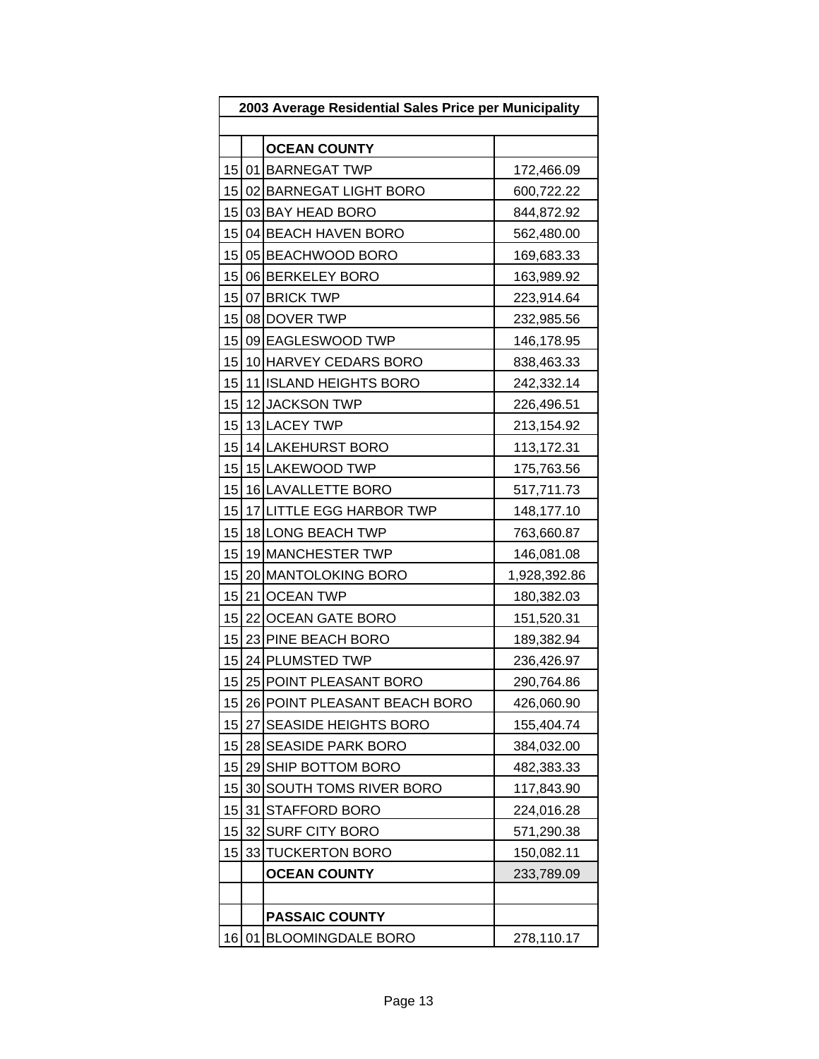| 2003 Average Residential Sales Price per Municipality | | | |
|---|---|---|---|
| | | | |
| | | **OCEAN COUNTY** | |
| 15 | 01 | BARNEGAT TWP | 172,466.09 |
| 15 | 02 | BARNEGAT LIGHT BORO | 600,722.22 |
| 15 | 03 | BAY HEAD BORO | 844,872.92 |
| 15 | 04 | BEACH HAVEN BORO | 562,480.00 |
| 15 | 05 | BEACHWOOD BORO | 169,683.33 |
| 15 | 06 | BERKELEY BORO | 163,989.92 |
| 15 | 07 | BRICK TWP | 223,914.64 |
| 15 | 08 | DOVER TWP | 232,985.56 |
| 15 | 09 | EAGLESWOOD TWP | 146,178.95 |
| 15 | 10 | HARVEY CEDARS BORO | 838,463.33 |
| 15 | 11 | ISLAND HEIGHTS BORO | 242,332.14 |
| 15 | 12 | JACKSON TWP | 226,496.51 |
| 15 | 13 | LACEY TWP | 213,154.92 |
| 15 | 14 | LAKEHURST BORO | 113,172.31 |
| 15 | 15 | LAKEWOOD TWP | 175,763.56 |
| 15 | 16 | LAVALLETTE BORO | 517,711.73 |
| 15 | 17 | LITTLE EGG HARBOR TWP | 148,177.10 |
| 15 | 18 | LONG BEACH TWP | 763,660.87 |
| 15 | 19 | MANCHESTER TWP | 146,081.08 |
| 15 | 20 | MANTOLOKING BORO | 1,928,392.86 |
| 15 | 21 | OCEAN TWP | 180,382.03 |
| 15 | 22 | OCEAN GATE BORO | 151,520.31 |
| 15 | 23 | PINE BEACH BORO | 189,382.94 |
| 15 | 24 | PLUMSTED TWP | 236,426.97 |
| 15 | 25 | POINT PLEASANT BORO | 290,764.86 |
| 15 | 26 | POINT PLEASANT BEACH BORO | 426,060.90 |
| 15 | 27 | SEASIDE HEIGHTS BORO | 155,404.74 |
| 15 | 28 | SEASIDE PARK BORO | 384,032.00 |
| 15 | 29 | SHIP BOTTOM BORO | 482,383.33 |
| 15 | 30 | SOUTH TOMS RIVER BORO | 117,843.90 |
| 15 | 31 | STAFFORD BORO | 224,016.28 |
| 15 | 32 | SURF CITY BORO | 571,290.38 |
| 15 | 33 | TUCKERTON BORO | 150,082.11 |
| | | **OCEAN COUNTY** | 233,789.09 |
| | | | |
| | | **PASSAIC COUNTY** | |
| 16 | 01 | BLOOMINGDALE BORO | 278,110.17 |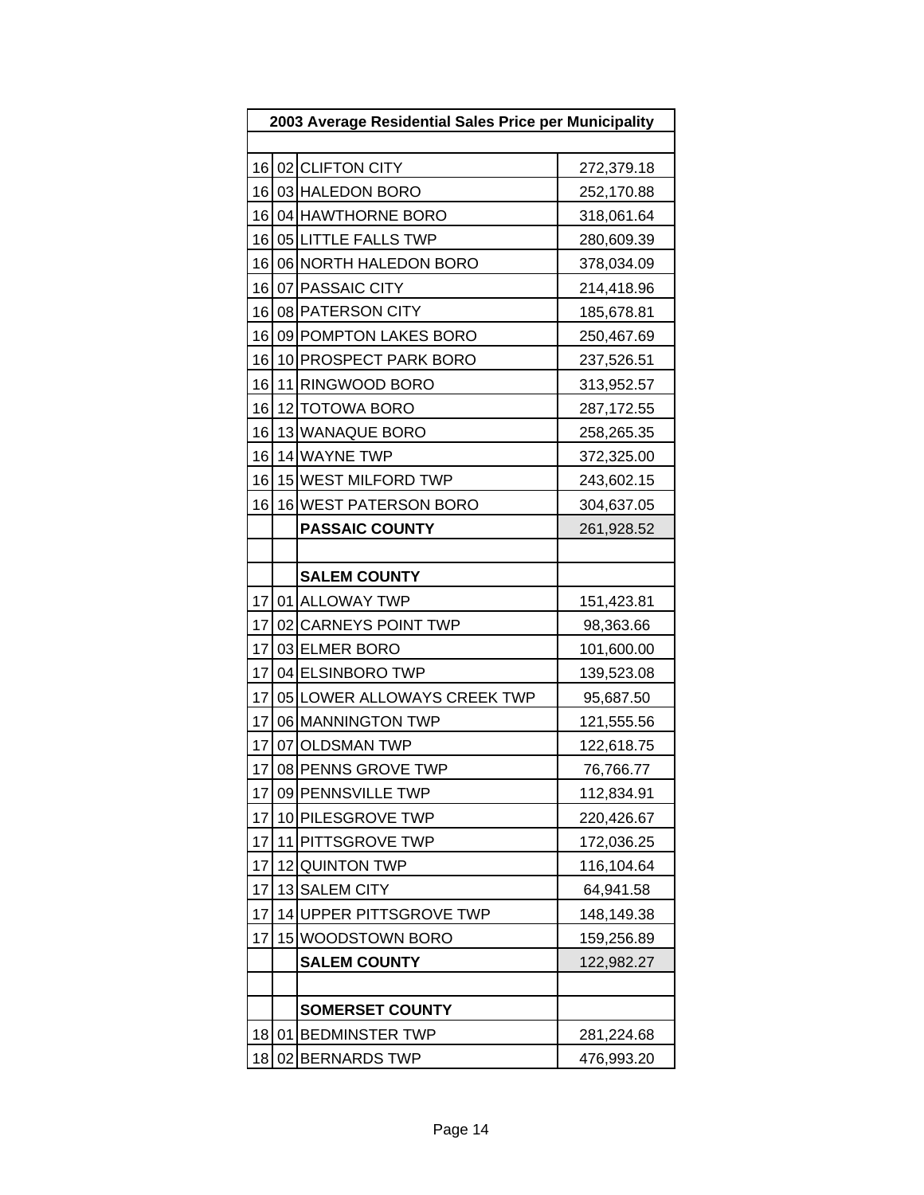| 2003 Average Residential Sales Price per Municipality | | | |
|---|---|---|---|
| | | | |
| 16 | 02 | CLIFTON CITY | 272,379.18 |
| 16 | 03 | HALEDON BORO | 252,170.88 |
| 16 | 04 | HAWTHORNE BORO | 318,061.64 |
| 16 | 05 | LITTLE FALLS TWP | 280,609.39 |
| 16 | 06 | NORTH HALEDON BORO | 378,034.09 |
| 16 | 07 | PASSAIC CITY | 214,418.96 |
| 16 | 08 | PATERSON CITY | 185,678.81 |
| 16 | 09 | POMPTON LAKES BORO | 250,467.69 |
| 16 | 10 | PROSPECT PARK BORO | 237,526.51 |
| 16 | 11 | RINGWOOD BORO | 313,952.57 |
| 16 | 12 | TOTOWA BORO | 287,172.55 |
| 16 | 13 | WANAQUE BORO | 258,265.35 |
| 16 | 14 | WAYNE TWP | 372,325.00 |
| 16 | 15 | WEST MILFORD TWP | 243,602.15 |
| 16 | 16 | WEST PATERSON BORO | 304,637.05 |
| | | **PASSAIC COUNTY** | 261,928.52 |
| | | | |
| | | **SALEM COUNTY** | |
| 17 | 01 | ALLOWAY TWP | 151,423.81 |
| 17 | 02 | CARNEYS POINT TWP | 98,363.66 |
| 17 | 03 | ELMER BORO | 101,600.00 |
| 17 | 04 | ELSINBORO TWP | 139,523.08 |
| 17 | 05 | LOWER ALLOWAYS CREEK TWP | 95,687.50 |
| 17 | 06 | MANNINGTON TWP | 121,555.56 |
| 17 | 07 | OLDSMAN TWP | 122,618.75 |
| 17 | 08 | PENNS GROVE TWP | 76,766.77 |
| 17 | 09 | PENNSVILLE TWP | 112,834.91 |
| 17 | 10 | PILESGROVE TWP | 220,426.67 |
| 17 | 11 | PITTSGROVE TWP | 172,036.25 |
| 17 | 12 | QUINTON TWP | 116,104.64 |
| 17 | 13 | SALEM CITY | 64,941.58 |
| 17 | 14 | UPPER PITTSGROVE TWP | 148,149.38 |
| 17 | 15 | WOODSTOWN BORO | 159,256.89 |
| | | **SALEM COUNTY** | 122,982.27 |
| | | | |
| | | **SOMERSET COUNTY** | |
| 18 | 01 | BEDMINSTER TWP | 281,224.68 |
| 18 | 02 | BERNARDS TWP | 476,993.20 |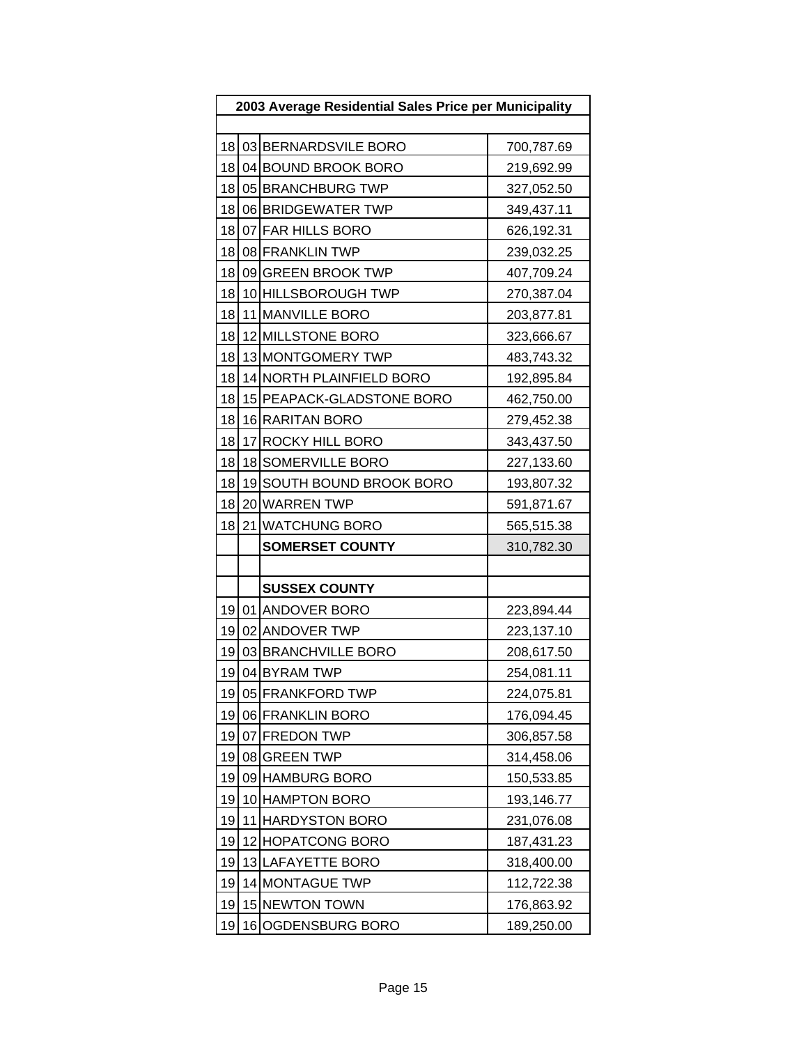| 2003 Average Residential Sales Price per Municipality | | | |
|---|---|---|---|
| | | | |
| 18 | 03 | BERNARDSVILE BORO | 700,787.69 |
| 18 | 04 | BOUND BROOK BORO | 219,692.99 |
| 18 | 05 | BRANCHBURG TWP | 327,052.50 |
| 18 | 06 | BRIDGEWATER TWP | 349,437.11 |
| 18 | 07 | FAR HILLS BORO | 626,192.31 |
| 18 | 08 | FRANKLIN TWP | 239,032.25 |
| 18 | 09 | GREEN BROOK TWP | 407,709.24 |
| 18 | 10 | HILLSBOROUGH TWP | 270,387.04 |
| 18 | 11 | MANVILLE BORO | 203,877.81 |
| 18 | 12 | MILLSTONE BORO | 323,666.67 |
| 18 | 13 | MONTGOMERY TWP | 483,743.32 |
| 18 | 14 | NORTH PLAINFIELD BORO | 192,895.84 |
| 18 | 15 | PEAPACK-GLADSTONE BORO | 462,750.00 |
| 18 | 16 | RARITAN BORO | 279,452.38 |
| 18 | 17 | ROCKY HILL BORO | 343,437.50 |
| 18 | 18 | SOMERVILLE BORO | 227,133.60 |
| 18 | 19 | SOUTH BOUND BROOK BORO | 193,807.32 |
| 18 | 20 | WARREN TWP | 591,871.67 |
| 18 | 21 | WATCHUNG BORO | 565,515.38 |
| | | **SOMERSET COUNTY** | 310,782.30 |
| | | | |
| | | **SUSSEX COUNTY** | |
| 19 | 01 | ANDOVER BORO | 223,894.44 |
| 19 | 02 | ANDOVER TWP | 223,137.10 |
| 19 | 03 | BRANCHVILLE BORO | 208,617.50 |
| 19 | 04 | BYRAM TWP | 254,081.11 |
| 19 | 05 | FRANKFORD TWP | 224,075.81 |
| 19 | 06 | FRANKLIN BORO | 176,094.45 |
| 19 | 07 | FREDON TWP | 306,857.58 |
| 19 | 08 | GREEN TWP | 314,458.06 |
| 19 | 09 | HAMBURG BORO | 150,533.85 |
| 19 | 10 | HAMPTON BORO | 193,146.77 |
| 19 | 11 | HARDYSTON BORO | 231,076.08 |
| 19 | 12 | HOPATCONG BORO | 187,431.23 |
| 19 | 13 | LAFAYETTE BORO | 318,400.00 |
| 19 | 14 | MONTAGUE TWP | 112,722.38 |
| 19 | 15 | NEWTON TOWN | 176,863.92 |
| 19 | 16 | OGDENSBURG BORO | 189,250.00 |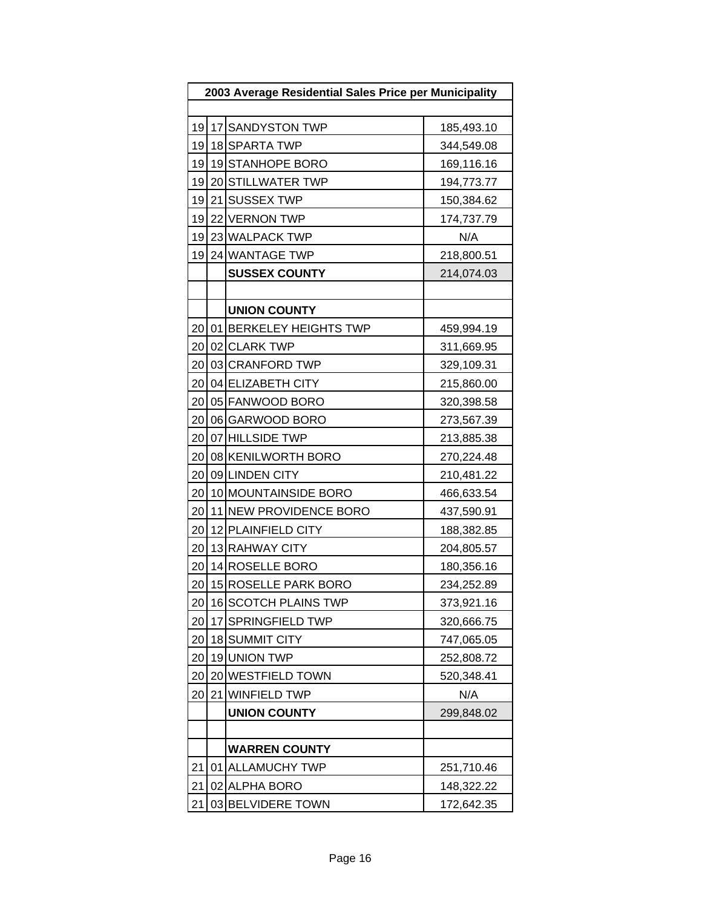| 2003 Average Residential Sales Price per Municipality | | | |
|---|---|---|---|
| | | | |
| 19 | 17 | SANDYSTON TWP | 185,493.10 |
| 19 | 18 | SPARTA TWP | 344,549.08 |
| 19 | 19 | STANHOPE BORO | 169,116.16 |
| 19 | 20 | STILLWATER TWP | 194,773.77 |
| 19 | 21 | SUSSEX TWP | 150,384.62 |
| 19 | 22 | VERNON TWP | 174,737.79 |
| 19 | 23 | WALPACK TWP | N/A |
| 19 | 24 | WANTAGE TWP | 218,800.51 |
| | | **SUSSEX COUNTY** | 214,074.03 |
| | | | |
| | | **UNION COUNTY** | |
| 20 | 01 | BERKELEY HEIGHTS TWP | 459,994.19 |
| 20 | 02 | CLARK TWP | 311,669.95 |
| 20 | 03 | CRANFORD TWP | 329,109.31 |
| 20 | 04 | ELIZABETH CITY | 215,860.00 |
| 20 | 05 | FANWOOD BORO | 320,398.58 |
| 20 | 06 | GARWOOD BORO | 273,567.39 |
| 20 | 07 | HILLSIDE TWP | 213,885.38 |
| 20 | 08 | KENILWORTH BORO | 270,224.48 |
| 20 | 09 | LINDEN CITY | 210,481.22 |
| 20 | 10 | MOUNTAINSIDE BORO | 466,633.54 |
| 20 | 11 | NEW PROVIDENCE BORO | 437,590.91 |
| 20 | 12 | PLAINFIELD CITY | 188,382.85 |
| 20 | 13 | RAHWAY CITY | 204,805.57 |
| 20 | 14 | ROSELLE BORO | 180,356.16 |
| 20 | 15 | ROSELLE PARK BORO | 234,252.89 |
| 20 | 16 | SCOTCH PLAINS TWP | 373,921.16 |
| 20 | 17 | SPRINGFIELD TWP | 320,666.75 |
| 20 | 18 | SUMMIT CITY | 747,065.05 |
| 20 | 19 | UNION TWP | 252,808.72 |
| 20 | 20 | WESTFIELD TOWN | 520,348.41 |
| 20 | 21 | WINFIELD TWP | N/A |
| | | **UNION COUNTY** | 299,848.02 |
| | | | |
| | | **WARREN COUNTY** | |
| 21 | 01 | ALLAMUCHY TWP | 251,710.46 |
| 21 | 02 | ALPHA BORO | 148,322.22 |
| 21 | 03 | BELVIDERE TOWN | 172,642.35 |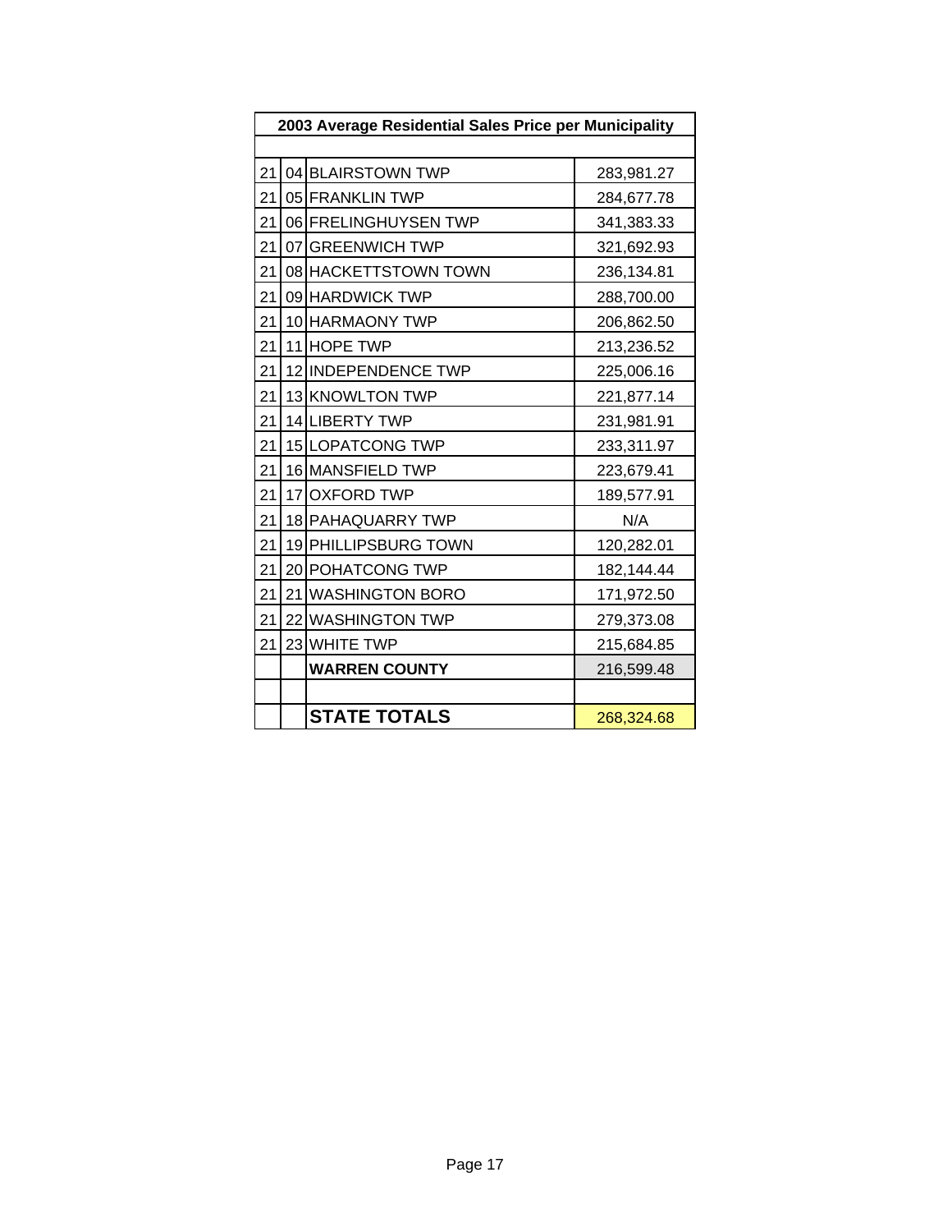| 2003 Average Residential Sales Price per Municipality | | | |
|---|---|---|---|
| | | | |
| 21 | 04 | BLAIRSTOWN TWP | 283,981.27 |
| 21 | 05 | FRANKLIN TWP | 284,677.78 |
| 21 | 06 | FRELINGHUYSEN TWP | 341,383.33 |
| 21 | 07 | GREENWICH TWP | 321,692.93 |
| 21 | 08 | HACKETTSTOWN TOWN | 236,134.81 |
| 21 | 09 | HARDWICK TWP | 288,700.00 |
| 21 | 10 | HARMAONY TWP | 206,862.50 |
| 21 | 11 | HOPE TWP | 213,236.52 |
| 21 | 12 | INDEPENDENCE TWP | 225,006.16 |
| 21 | 13 | KNOWLTON TWP | 221,877.14 |
| 21 | 14 | LIBERTY TWP | 231,981.91 |
| 21 | 15 | LOPATCONG TWP | 233,311.97 |
| 21 | 16 | MANSFIELD TWP | 223,679.41 |
| 21 | 17 | OXFORD TWP | 189,577.91 |
| 21 | 18 | PAHAQUARRY TWP | N/A |
| 21 | 19 | PHILLIPSBURG TOWN | 120,282.01 |
| 21 | 20 | POHATCONG TWP | 182,144.44 |
| 21 | 21 | WASHINGTON BORO | 171,972.50 |
| 21 | 22 | WASHINGTON TWP | 279,373.08 |
| 21 | 23 | WHITE TWP | 215,684.85 |
| | | **WARREN COUNTY** | 216,599.48 |
| | | | |
| | | **STATE TOTALS** | 268,324.68 |